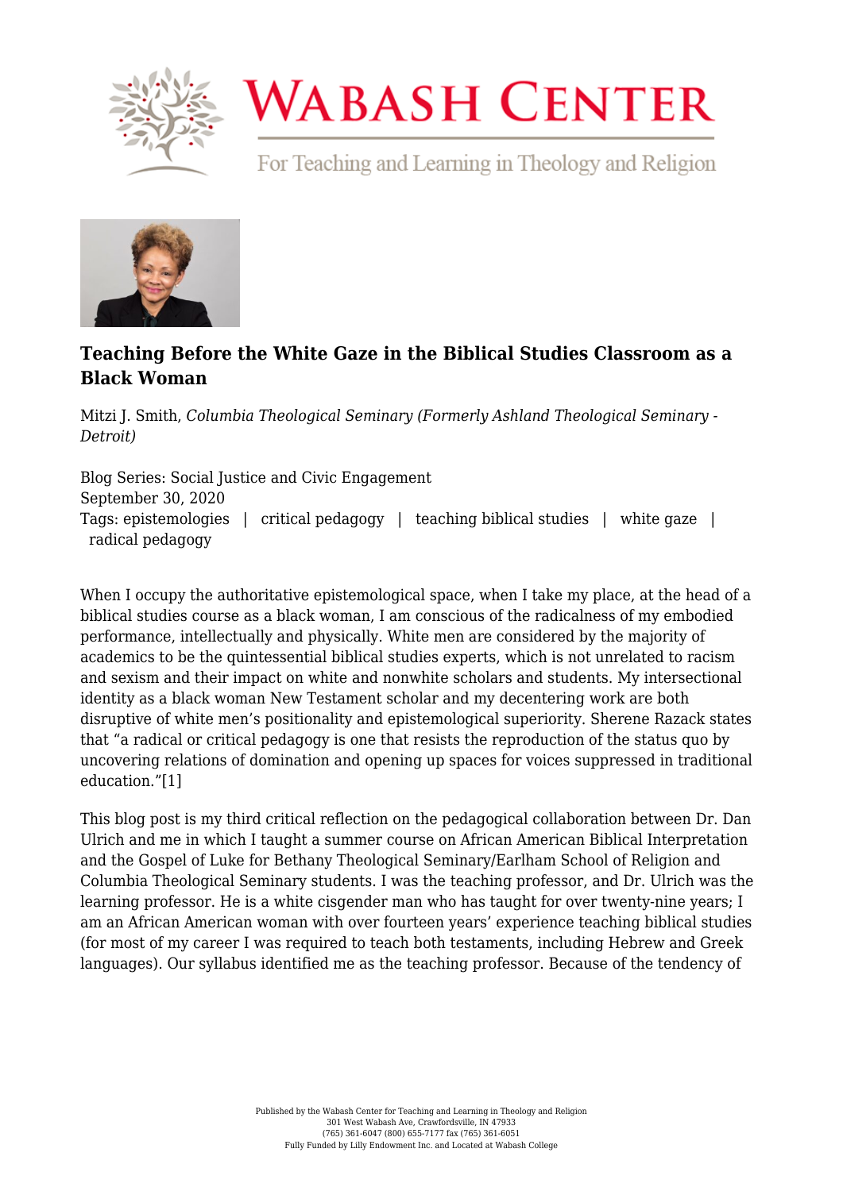# Teaching Before the White Gaze in the Biblical Studies Classroom as a Black Woman

Mitzi J. Smith, *Columbia Theological Seminary (Formerly Ashland Theological Seminary - Detroit)*

Blog Series: Social Justice and Civic Engagement
September 30, 2020
Tags: epistemologies | critical pedagogy | teaching biblical studies | white gaze | radical pedagogy

When I occupy the authoritative epistemological space, when I take my place, at the head of a biblical studies course as a black woman, I am conscious of the radicalness of my embodied performance, intellectually and physically. White men are considered by the majority of academics to be the quintessential biblical studies experts, which is not unrelated to racism and sexism and their impact on white and nonwhite scholars and students. My intersectional identity as a black woman New Testament scholar and my decentering work are both disruptive of white men's positionality and epistemological superiority. Sherene Razack states that "a radical or critical pedagogy is one that resists the reproduction of the status quo by uncovering relations of domination and opening up spaces for voices suppressed in traditional education."[1]

This blog post is my third critical reflection on the pedagogical collaboration between Dr. Dan Ulrich and me in which I taught a summer course on African American Biblical Interpretation and the Gospel of Luke for Bethany Theological Seminary/Earlham School of Religion and Columbia Theological Seminary students. I was the teaching professor, and Dr. Ulrich was the learning professor. He is a white cisgender man who has taught for over twenty-nine years; I am an African American woman with over fourteen years' experience teaching biblical studies (for most of my career I was required to teach both testaments, including Hebrew and Greek languages). Our syllabus identified me as the teaching professor. Because of the tendency of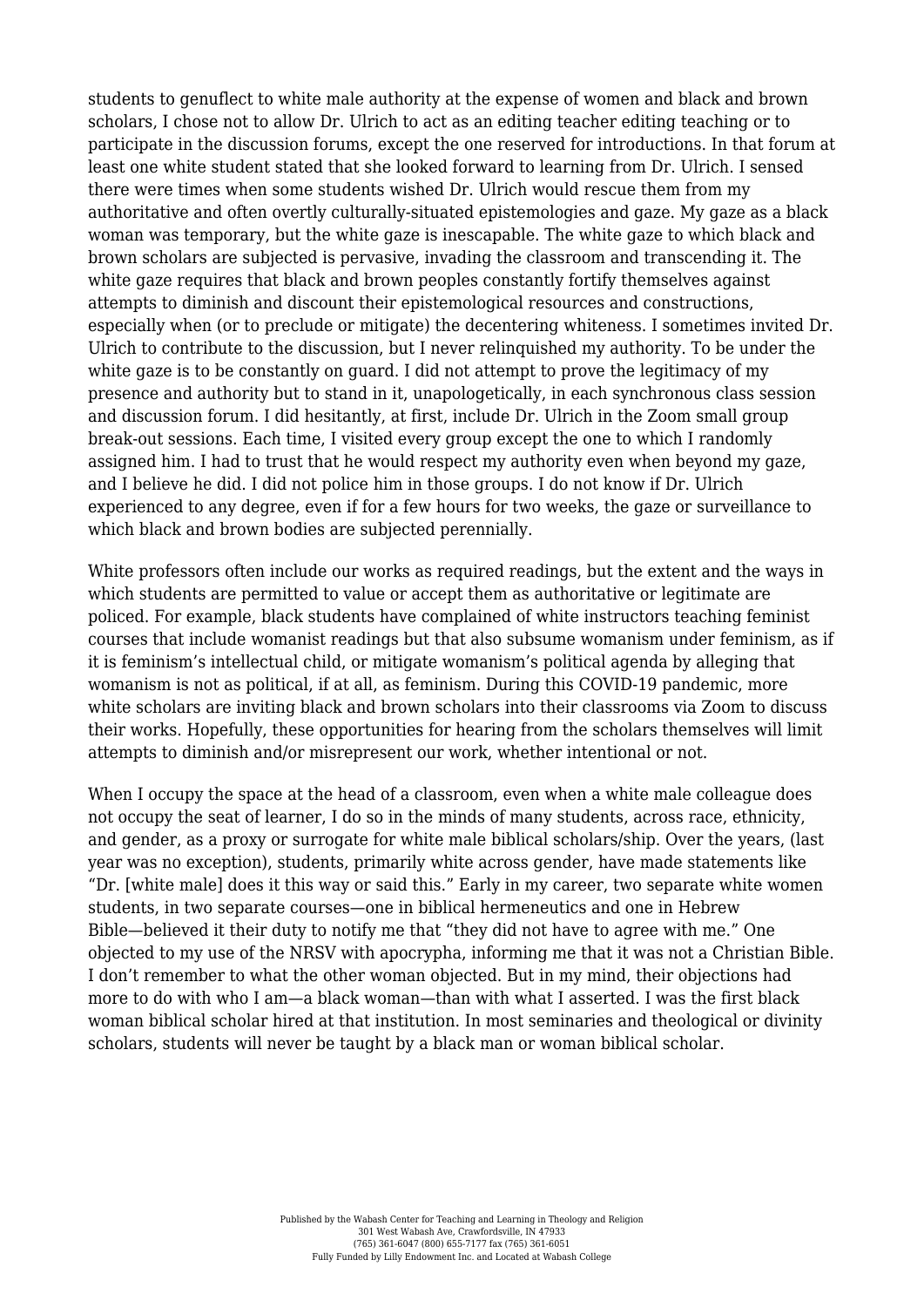students to genuflect to white male authority at the expense of women and black and brown scholars, I chose not to allow Dr. Ulrich to act as an editing teacher editing teaching or to participate in the discussion forums, except the one reserved for introductions. In that forum at least one white student stated that she looked forward to learning from Dr. Ulrich. I sensed there were times when some students wished Dr. Ulrich would rescue them from my authoritative and often overtly culturally-situated epistemologies and gaze. My gaze as a black woman was temporary, but the white gaze is inescapable. The white gaze to which black and brown scholars are subjected is pervasive, invading the classroom and transcending it. The white gaze requires that black and brown peoples constantly fortify themselves against attempts to diminish and discount their epistemological resources and constructions, especially when (or to preclude or mitigate) the decentering whiteness. I sometimes invited Dr. Ulrich to contribute to the discussion, but I never relinquished my authority. To be under the white gaze is to be constantly on guard. I did not attempt to prove the legitimacy of my presence and authority but to stand in it, unapologetically, in each synchronous class session and discussion forum. I did hesitantly, at first, include Dr. Ulrich in the Zoom small group break-out sessions. Each time, I visited every group except the one to which I randomly assigned him. I had to trust that he would respect my authority even when beyond my gaze, and I believe he did. I did not police him in those groups. I do not know if Dr. Ulrich experienced to any degree, even if for a few hours for two weeks, the gaze or surveillance to which black and brown bodies are subjected perennially.

White professors often include our works as required readings, but the extent and the ways in which students are permitted to value or accept them as authoritative or legitimate are policed. For example, black students have complained of white instructors teaching feminist courses that include womanist readings but that also subsume womanism under feminism, as if it is feminism's intellectual child, or mitigate womanism's political agenda by alleging that womanism is not as political, if at all, as feminism. During this COVID-19 pandemic, more white scholars are inviting black and brown scholars into their classrooms via Zoom to discuss their works. Hopefully, these opportunities for hearing from the scholars themselves will limit attempts to diminish and/or misrepresent our work, whether intentional or not.

When I occupy the space at the head of a classroom, even when a white male colleague does not occupy the seat of learner, I do so in the minds of many students, across race, ethnicity, and gender, as a proxy or surrogate for white male biblical scholars/ship. Over the years, (last year was no exception), students, primarily white across gender, have made statements like "Dr. [white male] does it this way or said this." Early in my career, two separate white women students, in two separate courses—one in biblical hermeneutics and one in Hebrew Bible—believed it their duty to notify me that "they did not have to agree with me." One objected to my use of the NRSV with apocrypha, informing me that it was not a Christian Bible. I don't remember to what the other woman objected. But in my mind, their objections had more to do with who I am—a black woman—than with what I asserted. I was the first black woman biblical scholar hired at that institution. In most seminaries and theological or divinity scholars, students will never be taught by a black man or woman biblical scholar.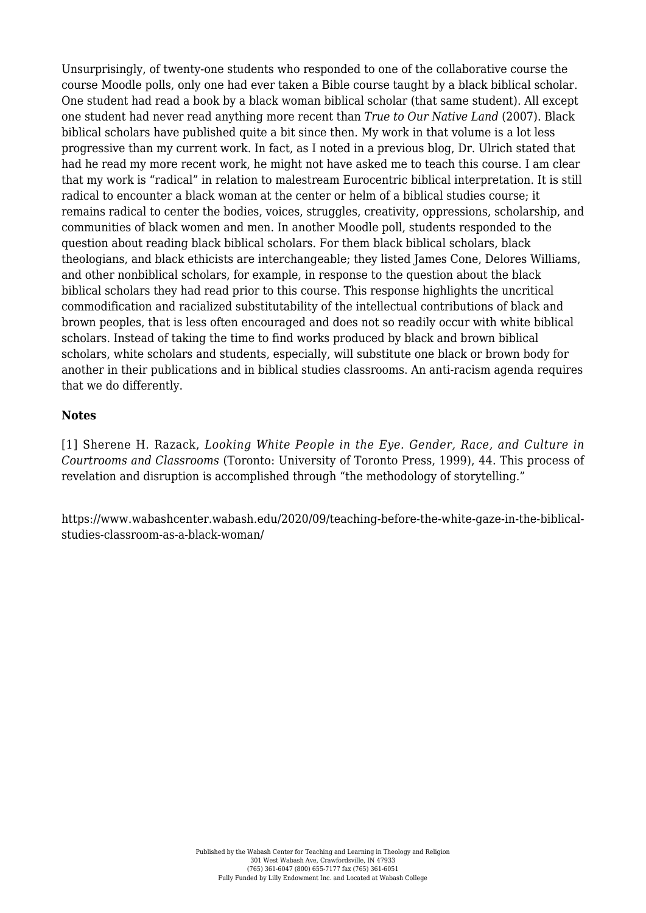Unsurprisingly, of twenty-one students who responded to one of the collaborative course the course Moodle polls, only one had ever taken a Bible course taught by a black biblical scholar. One student had read a book by a black woman biblical scholar (that same student). All except one student had never read anything more recent than *True to Our Native Land* (2007). Black biblical scholars have published quite a bit since then. My work in that volume is a lot less progressive than my current work. In fact, as I noted in a previous blog, Dr. Ulrich stated that had he read my more recent work, he might not have asked me to teach this course. I am clear that my work is "radical" in relation to malestream Eurocentric biblical interpretation. It is still radical to encounter a black woman at the center or helm of a biblical studies course; it remains radical to center the bodies, voices, struggles, creativity, oppressions, scholarship, and communities of black women and men. In another Moodle poll, students responded to the question about reading black biblical scholars. For them black biblical scholars, black theologians, and black ethicists are interchangeable; they listed James Cone, Delores Williams, and other nonbiblical scholars, for example, in response to the question about the black biblical scholars they had read prior to this course. This response highlights the uncritical commodification and racialized substitutability of the intellectual contributions of black and brown peoples, that is less often encouraged and does not so readily occur with white biblical scholars. Instead of taking the time to find works produced by black and brown biblical scholars, white scholars and students, especially, will substitute one black or brown body for another in their publications and in biblical studies classrooms. An anti-racism agenda requires that we do differently.

**Notes**

[1] Sherene H. Razack, *Looking White People in the Eye. Gender, Race, and Culture in Courtrooms and Classrooms* (Toronto: University of Toronto Press, 1999), 44. This process of revelation and disruption is accomplished through "the methodology of storytelling."

https://www.wabashcenter.wabash.edu/2020/09/teaching-before-the-white-gaze-in-the-biblical-studies-classroom-as-a-black-woman/